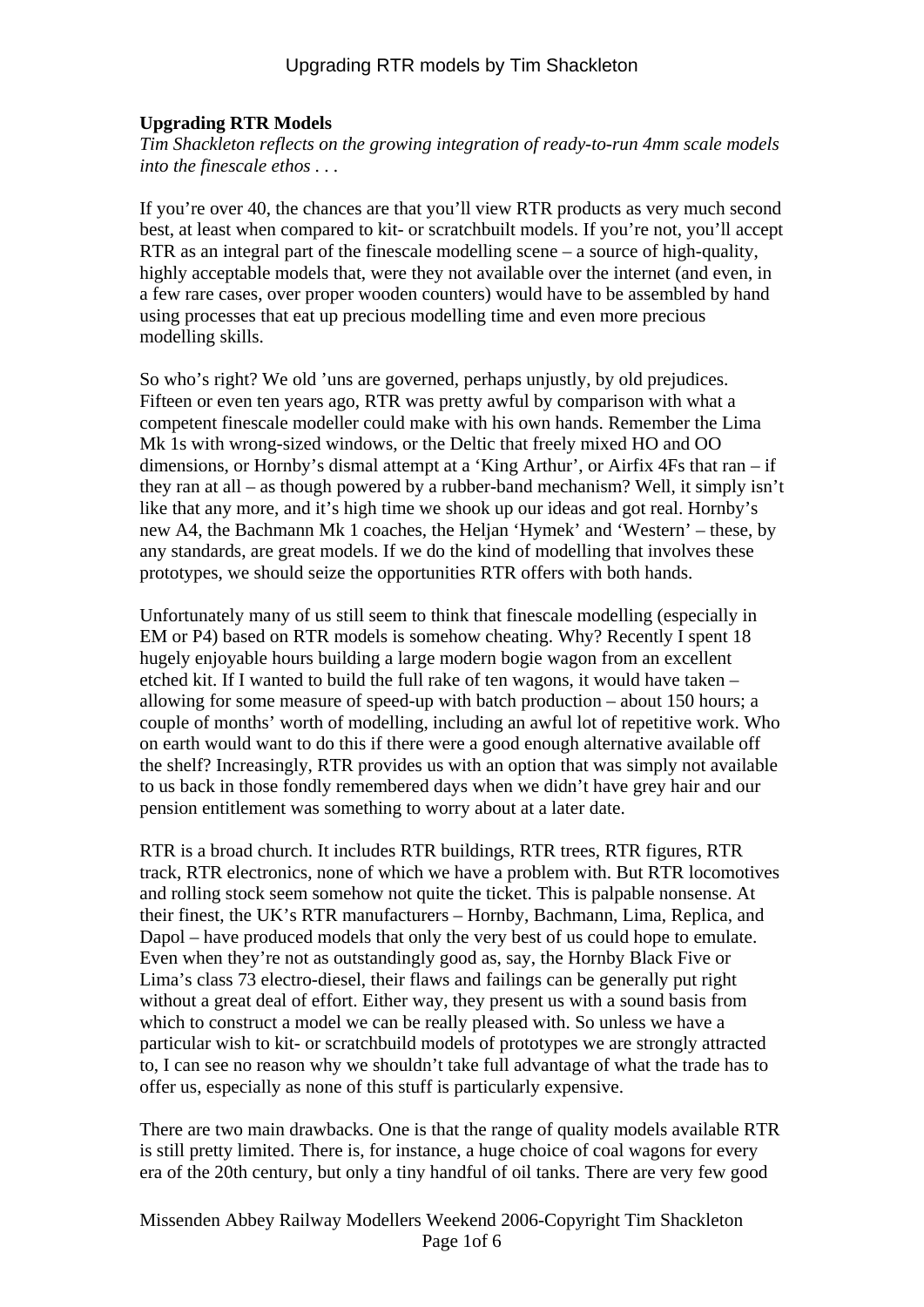**Upgrading RTR Models**

*Tim Shackleton reflects on the growing integration of ready-to-run 4mm scale models into the finescale ethos . . .*

If you're over 40, the chances are that you'll view RTR products as very much second best, at least when compared to kit- or scratchbuilt models. If you're not, you'll accept RTR as an integral part of the finescale modelling scene – a source of high-quality, highly acceptable models that, were they not available over the internet (and even, in a few rare cases, over proper wooden counters) would have to be assembled by hand using processes that eat up precious modelling time and even more precious modelling skills.

So who's right? We old 'uns are governed, perhaps unjustly, by old prejudices. Fifteen or even ten years ago, RTR was pretty awful by comparison with what a competent finescale modeller could make with his own hands. Remember the Lima Mk 1s with wrong-sized windows, or the Deltic that freely mixed HO and OO dimensions, or Hornby's dismal attempt at a 'King Arthur', or Airfix 4Fs that ran – if they ran at all – as though powered by a rubber-band mechanism? Well, it simply isn't like that any more, and it's high time we shook up our ideas and got real. Hornby's new A4, the Bachmann Mk 1 coaches, the Heljan 'Hymek' and 'Western' – these, by any standards, are great models. If we do the kind of modelling that involves these prototypes, we should seize the opportunities RTR offers with both hands.

Unfortunately many of us still seem to think that finescale modelling (especially in EM or P4) based on RTR models is somehow cheating. Why? Recently I spent 18 hugely enjoyable hours building a large modern bogie wagon from an excellent etched kit. If I wanted to build the full rake of ten wagons, it would have taken – allowing for some measure of speed-up with batch production – about 150 hours; a couple of months' worth of modelling, including an awful lot of repetitive work. Who on earth would want to do this if there were a good enough alternative available off the shelf? Increasingly, RTR provides us with an option that was simply not available to us back in those fondly remembered days when we didn't have grey hair and our pension entitlement was something to worry about at a later date.

RTR is a broad church. It includes RTR buildings, RTR trees, RTR figures, RTR track, RTR electronics, none of which we have a problem with. But RTR locomotives and rolling stock seem somehow not quite the ticket. This is palpable nonsense. At their finest, the UK's RTR manufacturers – Hornby, Bachmann, Lima, Replica, and Dapol – have produced models that only the very best of us could hope to emulate. Even when they're not as outstandingly good as, say, the Hornby Black Five or Lima's class 73 electro-diesel, their flaws and failings can be generally put right without a great deal of effort. Either way, they present us with a sound basis from which to construct a model we can be really pleased with. So unless we have a particular wish to kit- or scratchbuild models of prototypes we are strongly attracted to, I can see no reason why we shouldn't take full advantage of what the trade has to offer us, especially as none of this stuff is particularly expensive.

There are two main drawbacks. One is that the range of quality models available RTR is still pretty limited. There is, for instance, a huge choice of coal wagons for every era of the 20th century, but only a tiny handful of oil tanks. There are very few good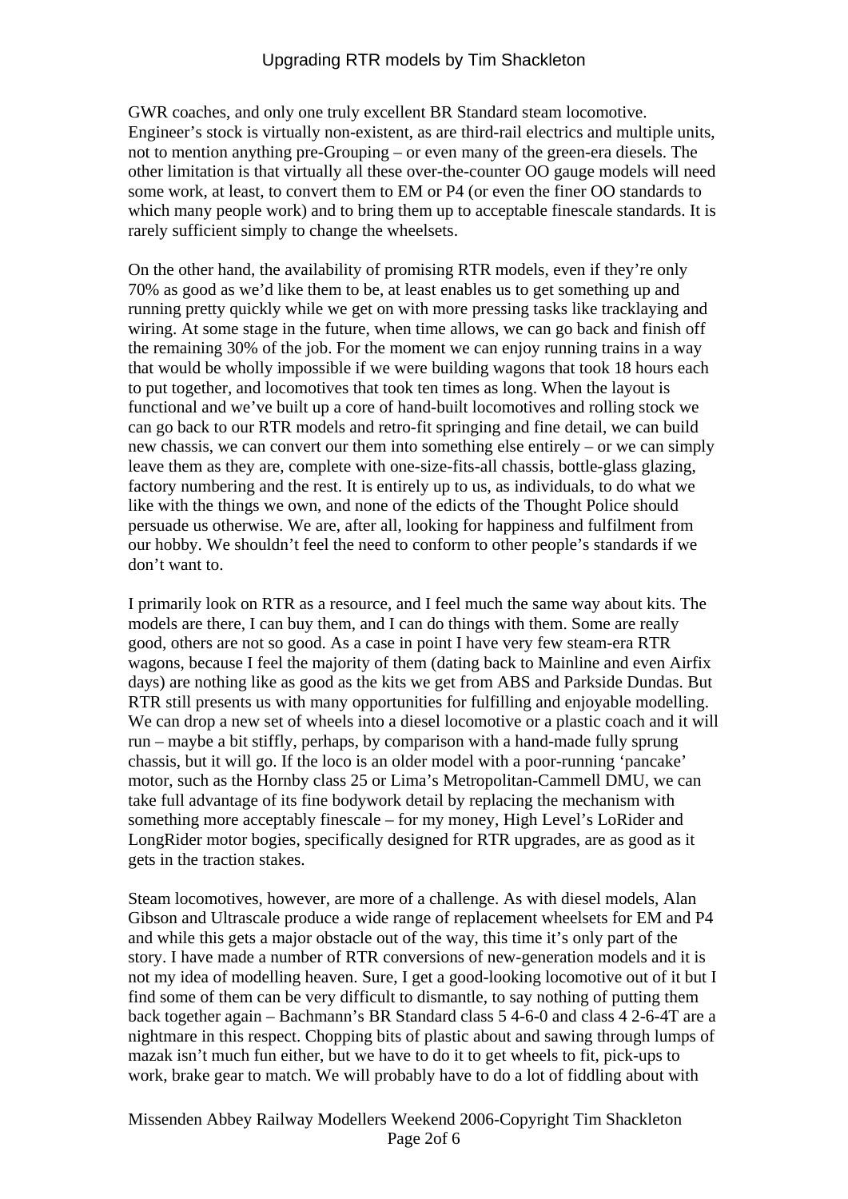GWR coaches, and only one truly excellent BR Standard steam locomotive. Engineer's stock is virtually non-existent, as are third-rail electrics and multiple units, not to mention anything pre-Grouping – or even many of the green-era diesels. The other limitation is that virtually all these over-the-counter OO gauge models will need some work, at least, to convert them to EM or P4 (or even the finer OO standards to which many people work) and to bring them up to acceptable finescale standards. It is rarely sufficient simply to change the wheelsets.

On the other hand, the availability of promising RTR models, even if they're only 70% as good as we'd like them to be, at least enables us to get something up and running pretty quickly while we get on with more pressing tasks like tracklaying and wiring. At some stage in the future, when time allows, we can go back and finish off the remaining 30% of the job. For the moment we can enjoy running trains in a way that would be wholly impossible if we were building wagons that took 18 hours each to put together, and locomotives that took ten times as long. When the layout is functional and we've built up a core of hand-built locomotives and rolling stock we can go back to our RTR models and retro-fit springing and fine detail, we can build new chassis, we can convert our them into something else entirely – or we can simply leave them as they are, complete with one-size-fits-all chassis, bottle-glass glazing, factory numbering and the rest. It is entirely up to us, as individuals, to do what we like with the things we own, and none of the edicts of the Thought Police should persuade us otherwise. We are, after all, looking for happiness and fulfilment from our hobby. We shouldn't feel the need to conform to other people's standards if we don't want to.

I primarily look on RTR as a resource, and I feel much the same way about kits. The models are there, I can buy them, and I can do things with them. Some are really good, others are not so good. As a case in point I have very few steam-era RTR wagons, because I feel the majority of them (dating back to Mainline and even Airfix days) are nothing like as good as the kits we get from ABS and Parkside Dundas. But RTR still presents us with many opportunities for fulfilling and enjoyable modelling. We can drop a new set of wheels into a diesel locomotive or a plastic coach and it will run – maybe a bit stiffly, perhaps, by comparison with a hand-made fully sprung chassis, but it will go. If the loco is an older model with a poor-running 'pancake' motor, such as the Hornby class 25 or Lima's Metropolitan-Cammell DMU, we can take full advantage of its fine bodywork detail by replacing the mechanism with something more acceptably finescale – for my money, High Level's LoRider and LongRider motor bogies, specifically designed for RTR upgrades, are as good as it gets in the traction stakes.

Steam locomotives, however, are more of a challenge. As with diesel models, Alan Gibson and Ultrascale produce a wide range of replacement wheelsets for EM and P4 and while this gets a major obstacle out of the way, this time it's only part of the story. I have made a number of RTR conversions of new-generation models and it is not my idea of modelling heaven. Sure, I get a good-looking locomotive out of it but I find some of them can be very difficult to dismantle, to say nothing of putting them back together again – Bachmann's BR Standard class 5 4-6-0 and class 4 2-6-4T are a nightmare in this respect. Chopping bits of plastic about and sawing through lumps of mazak isn't much fun either, but we have to do it to get wheels to fit, pick-ups to work, brake gear to match. We will probably have to do a lot of fiddling about with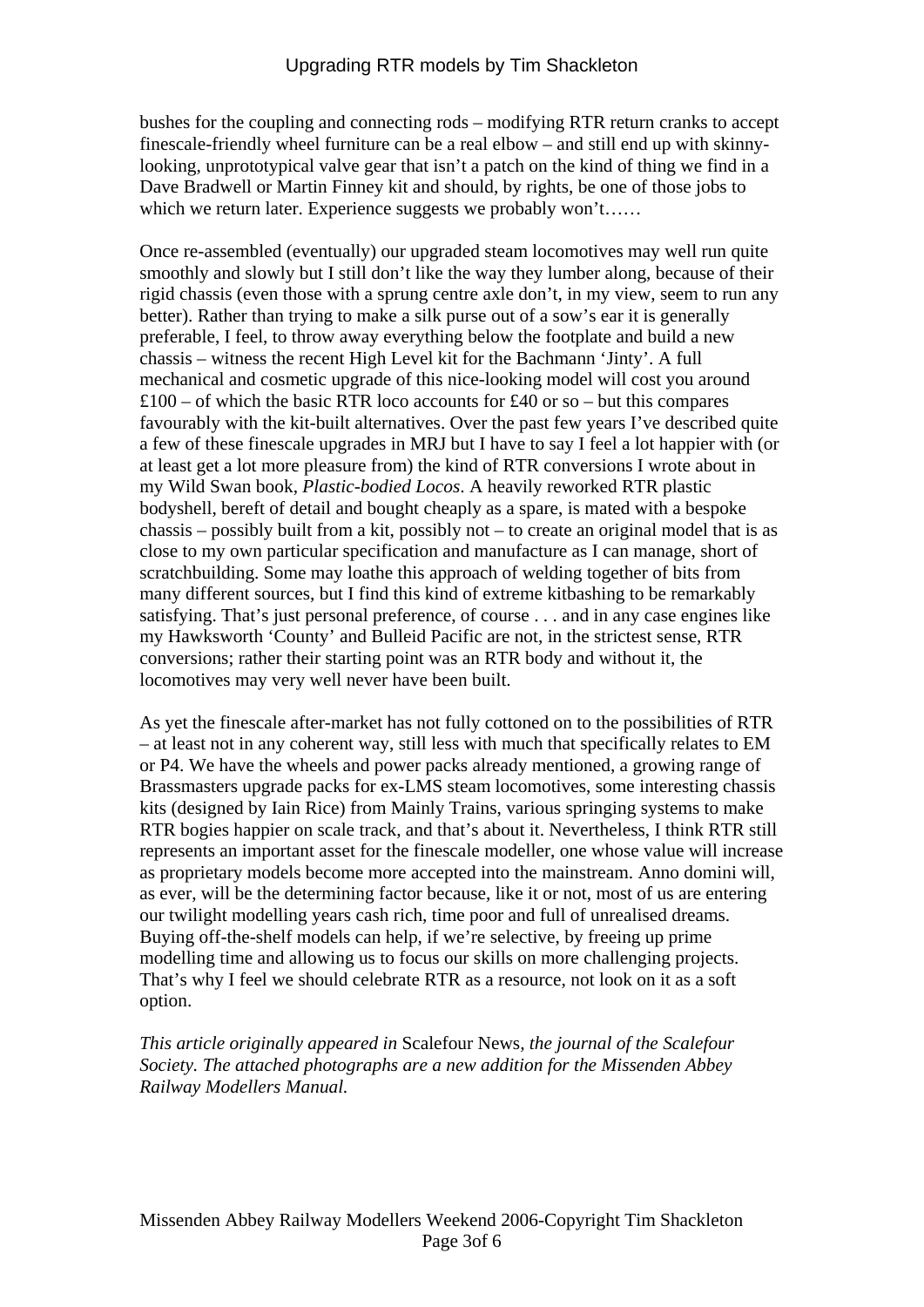bushes for the coupling and connecting rods – modifying RTR return cranks to accept finescale-friendly wheel furniture can be a real elbow – and still end up with skinny-looking, unprototypical valve gear that isn't a patch on the kind of thing we find in a Dave Bradwell or Martin Finney kit and should, by rights, be one of those jobs to which we return later. Experience suggests we probably won't……

Once re-assembled (eventually) our upgraded steam locomotives may well run quite smoothly and slowly but I still don't like the way they lumber along, because of their rigid chassis (even those with a sprung centre axle don't, in my view, seem to run any better). Rather than trying to make a silk purse out of a sow's ear it is generally preferable, I feel, to throw away everything below the footplate and build a new chassis – witness the recent High Level kit for the Bachmann 'Jinty'. A full mechanical and cosmetic upgrade of this nice-looking model will cost you around £100 – of which the basic RTR loco accounts for £40 or so – but this compares favourably with the kit-built alternatives. Over the past few years I've described quite a few of these finescale upgrades in MRJ but I have to say I feel a lot happier with (or at least get a lot more pleasure from) the kind of RTR conversions I wrote about in my Wild Swan book, *Plastic-bodied Locos*. A heavily reworked RTR plastic bodyshell, bereft of detail and bought cheaply as a spare, is mated with a bespoke chassis – possibly built from a kit, possibly not – to create an original model that is as close to my own particular specification and manufacture as I can manage, short of scratchbuilding. Some may loathe this approach of welding together of bits from many different sources, but I find this kind of extreme kitbashing to be remarkably satisfying. That's just personal preference, of course . . . and in any case engines like my Hawksworth 'County' and Bulleid Pacific are not, in the strictest sense, RTR conversions; rather their starting point was an RTR body and without it, the locomotives may very well never have been built.

As yet the finescale after-market has not fully cottoned on to the possibilities of RTR – at least not in any coherent way, still less with much that specifically relates to EM or P4. We have the wheels and power packs already mentioned, a growing range of Brassmasters upgrade packs for ex-LMS steam locomotives, some interesting chassis kits (designed by Iain Rice) from Mainly Trains, various springing systems to make RTR bogies happier on scale track, and that's about it. Nevertheless, I think RTR still represents an important asset for the finescale modeller, one whose value will increase as proprietary models become more accepted into the mainstream. Anno domini will, as ever, will be the determining factor because, like it or not, most of us are entering our twilight modelling years cash rich, time poor and full of unrealised dreams. Buying off-the-shelf models can help, if we're selective, by freeing up prime modelling time and allowing us to focus our skills on more challenging projects. That's why I feel we should celebrate RTR as a resource, not look on it as a soft option.

*This article originally appeared in* Scalefour News, *the journal of the Scalefour Society. The attached photographs are a new addition for the Missenden Abbey Railway Modellers Manual.*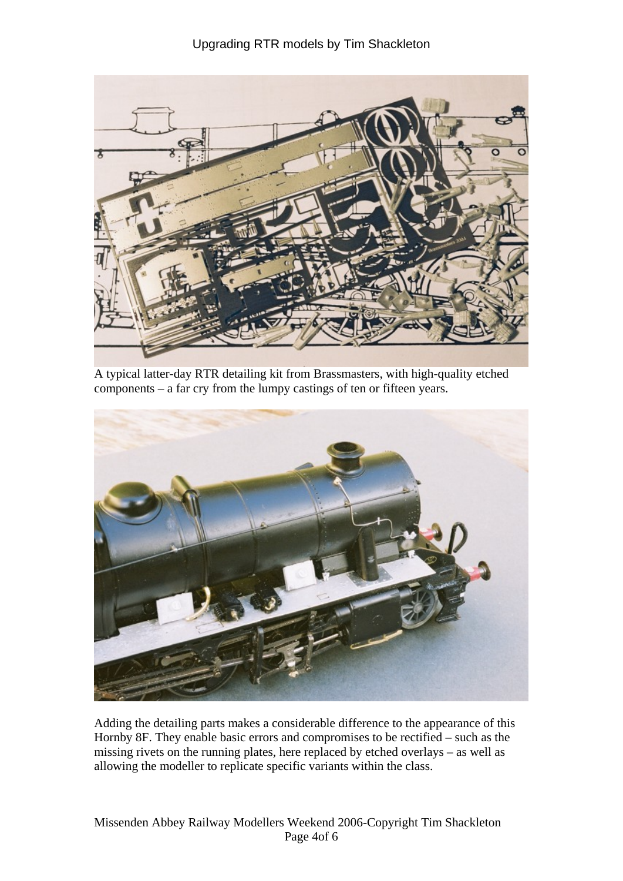A typical latter-day RTR detailing kit from Brassmasters, with high-quality etched components – a far cry from the lumpy castings of ten or fifteen years.

Adding the detailing parts makes a considerable difference to the appearance of this Hornby 8F. They enable basic errors and compromises to be rectified – such as the missing rivets on the running plates, here replaced by etched overlays – as well as allowing the modeller to replicate specific variants within the class.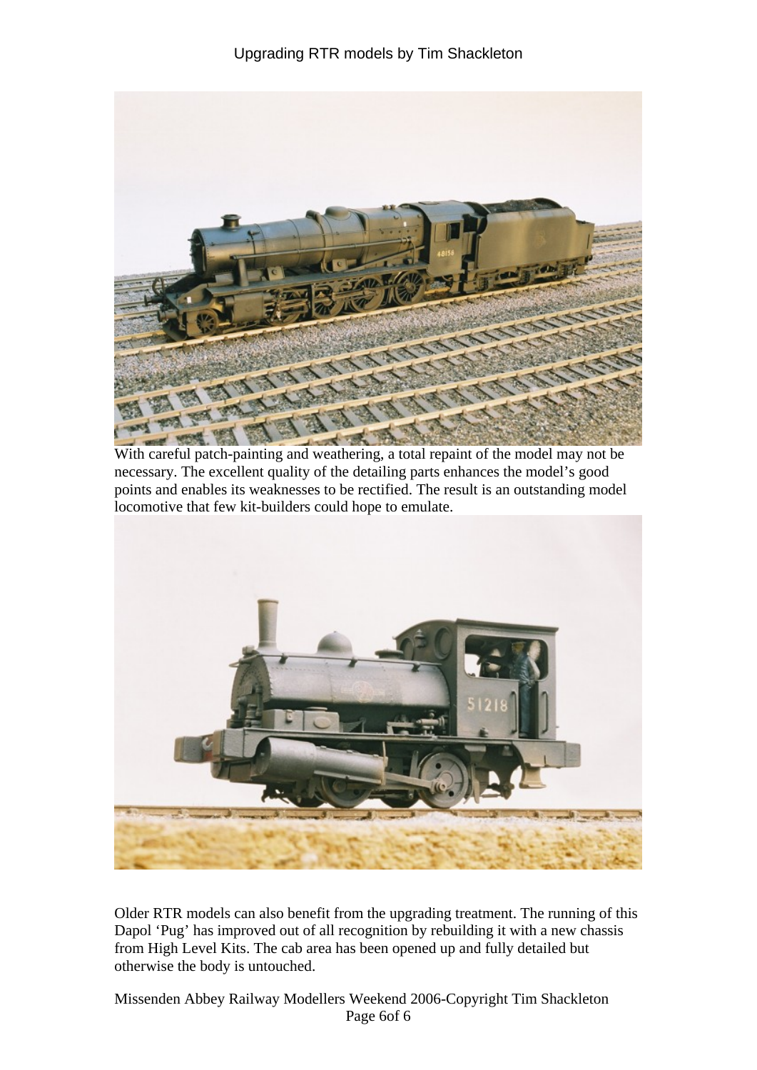With careful patch-painting and weathering, a total repaint of the model may not be necessary. The excellent quality of the detailing parts enhances the model's good points and enables its weaknesses to be rectified. The result is an outstanding model locomotive that few kit-builders could hope to emulate.

Older RTR models can also benefit from the upgrading treatment. The running of this Dapol 'Pug' has improved out of all recognition by rebuilding it with a new chassis from High Level Kits. The cab area has been opened up and fully detailed but otherwise the body is untouched.